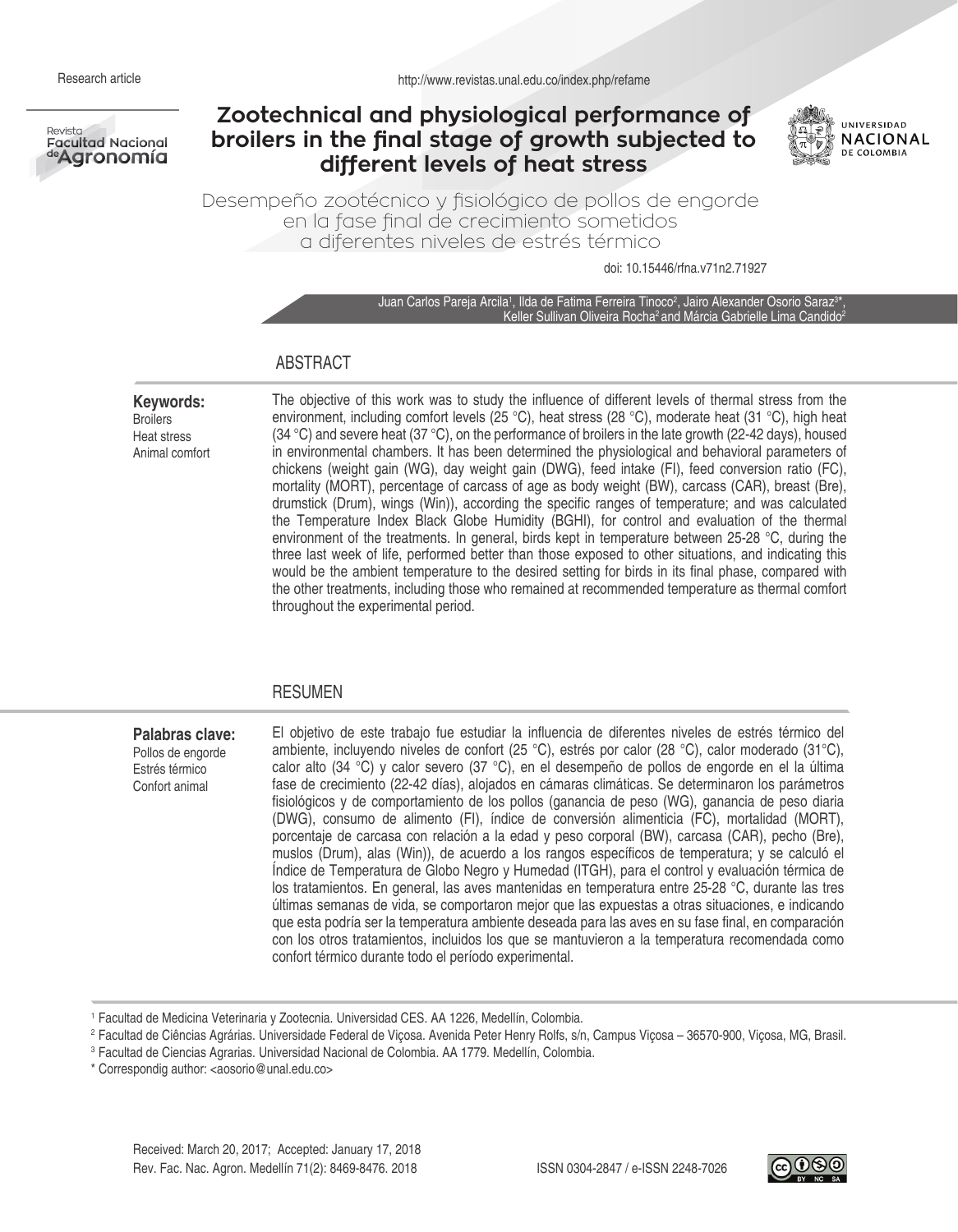Research article

http://www.revistas.unal.edu.co/index.php/refame

# Zootechnical and physiological performance of broilers in the final stage of growth subjected to different levels of heat stress

## Desempeño zootécnico y fisiológico de pollos de engorde en la fase final de crecimiento sometidos a diferentes niveles de estrés térmico

doi: 10.15446/rfna.v71n2.71927

Juan Carlos Pareja Arcila[1], Ilda de Fatima Ferreira Tinoco[2], Jairo Alexander Osorio Saraz[3*], Keller Sullivan Oliveira Rocha[2] and Márcia Gabrielle Lima Candido[2]

## ABSTRACT

**Keywords:**
Broilers
Heat stress
Animal comfort

The objective of this work was to study the influence of different levels of thermal stress from the environment, including comfort levels (25 °C), heat stress (28 °C), moderate heat (31 °C), high heat (34 °C) and severe heat (37 °C), on the performance of broilers in the late growth (22-42 days), housed in environmental chambers. It has been determined the physiological and behavioral parameters of chickens (weight gain (WG), day weight gain (DWG), feed intake (FI), feed conversion ratio (FC), mortality (MORT), percentage of carcass of age as body weight (BW), carcass (CAR), breast (Bre), drumstick (Drum), wings (Win)), according the specific ranges of temperature; and was calculated the Temperature Index Black Globe Humidity (BGHI), for control and evaluation of the thermal environment of the treatments. In general, birds kept in temperature between 25-28 °C, during the three last week of life, performed better than those exposed to other situations, and indicating this would be the ambient temperature to the desired setting for birds in its final phase, compared with the other treatments, including those who remained at recommended temperature as thermal comfort throughout the experimental period.

## RESUMEN

**Palabras clave:**
Pollos de engorde
Estrés térmico
Confort animal

El objetivo de este trabajo fue estudiar la influencia de diferentes niveles de estrés térmico del ambiente, incluyendo niveles de confort (25 °C), estrés por calor (28 °C), calor moderado (31°C), calor alto (34 °C) y calor severo (37 °C), en el desempeño de pollos de engorde en el la última fase de crecimiento (22-42 días), alojados en cámaras climáticas. Se determinaron los parámetros fisiológicos y de comportamiento de los pollos (ganancia de peso (WG), ganancia de peso diaria (DWG), consumo de alimento (FI), índice de conversión alimenticia (FC), mortalidad (MORT), porcentaje de carcasa con relación a la edad y peso corporal (BW), carcasa (CAR), pecho (Bre), muslos (Drum), alas (Win)), de acuerdo a los rangos específicos de temperatura; y se calculó el Índice de Temperatura de Globo Negro y Humedad (ITGH), para el control y evaluación térmica de los tratamientos. En general, las aves mantenidas en temperatura entre 25-28 °C, durante las tres últimas semanas de vida, se comportaron mejor que las expuestas a otras situaciones, e indicando que esta podría ser la temperatura ambiente deseada para las aves en su fase final, en comparación con los otros tratamientos, incluidos los que se mantuvieron a la temperatura recomendada como confort térmico durante todo el período experimental.

[1] Facultad de Medicina Veterinaria y Zootecnia. Universidad CES. AA 1226, Medellín, Colombia.
[2] Facultad de Ciências Agrárias. Universidade Federal de Viçosa. Avenida Peter Henry Rolfs, s/n, Campus Viçosa – 36570-900, Viçosa, MG, Brasil.
[3] Facultad de Ciencias Agrarias. Universidad Nacional de Colombia. AA 1779. Medellín, Colombia.
* Correspondig author: <aosorio@unal.edu.co>

Received: March 20, 2017; Accepted: January 17, 2018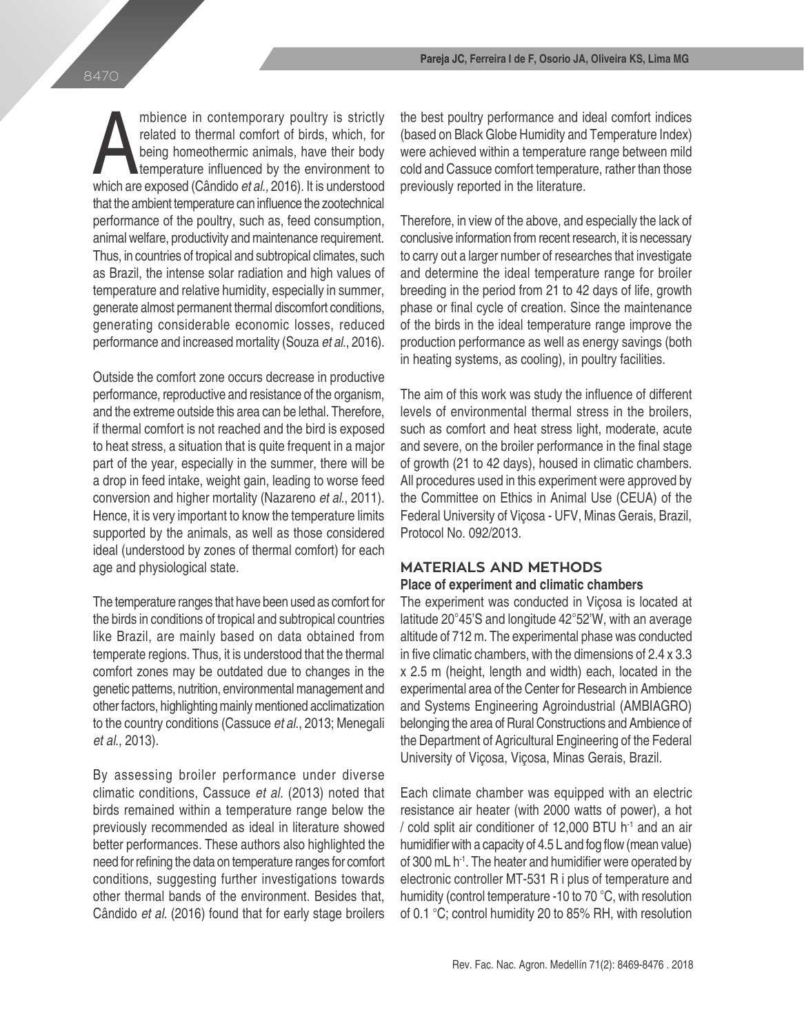Ambience in contemporary poultry is strictly related to thermal comfort of birds, which, for being homeothermic animals, have their body temperature influenced by the environment to which are exposed (Cândido *et al.,* 2016). It is understood that the ambient temperature can influence the zootechnical performance of the poultry, such as, feed consumption, animal welfare, productivity and maintenance requirement. Thus, in countries of tropical and subtropical climates, such as Brazil, the intense solar radiation and high values of temperature and relative humidity, especially in summer, generate almost permanent thermal discomfort conditions, generating considerable economic losses, reduced performance and increased mortality (Souza *et al*., 2016).

Outside the comfort zone occurs decrease in productive performance, reproductive and resistance of the organism, and the extreme outside this area can be lethal. Therefore, if thermal comfort is not reached and the bird is exposed to heat stress, a situation that is quite frequent in a major part of the year, especially in the summer, there will be a drop in feed intake, weight gain, leading to worse feed conversion and higher mortality (Nazareno *et al*., 2011). Hence, it is very important to know the temperature limits supported by the animals, as well as those considered ideal (understood by zones of thermal comfort) for each age and physiological state.

The temperature ranges that have been used as comfort for the birds in conditions of tropical and subtropical countries like Brazil, are mainly based on data obtained from temperate regions. Thus, it is understood that the thermal comfort zones may be outdated due to changes in the genetic patterns, nutrition, environmental management and other factors, highlighting mainly mentioned acclimatization to the country conditions (Cassuce *et al*., 2013; Menegali *et al*., 2013).

By assessing broiler performance under diverse climatic conditions, Cassuce *et al.* (2013) noted that birds remained within a temperature range below the previously recommended as ideal in literature showed better performances. These authors also highlighted the need for refining the data on temperature ranges for comfort conditions, suggesting further investigations towards other thermal bands of the environment. Besides that, Cândido *et al.* (2016) found that for early stage broilers the best poultry performance and ideal comfort indices (based on Black Globe Humidity and Temperature Index) were achieved within a temperature range between mild cold and Cassuce comfort temperature, rather than those previously reported in the literature.

Therefore, in view of the above, and especially the lack of conclusive information from recent research, it is necessary to carry out a larger number of researches that investigate and determine the ideal temperature range for broiler breeding in the period from 21 to 42 days of life, growth phase or final cycle of creation. Since the maintenance of the birds in the ideal temperature range improve the production performance as well as energy savings (both in heating systems, as cooling), in poultry facilities.

The aim of this work was study the influence of different levels of environmental thermal stress in the broilers, such as comfort and heat stress light, moderate, acute and severe, on the broiler performance in the final stage of growth (21 to 42 days), housed in climatic chambers. All procedures used in this experiment were approved by the Committee on Ethics in Animal Use (CEUA) of the Federal University of Viçosa - UFV, Minas Gerais, Brazil, Protocol No. 092/2013.

## MATERIALS AND METHODS

### Place of experiment and climatic chambers

The experiment was conducted in Viçosa is located at latitude 20°45'S and longitude 42°52'W, with an average altitude of 712 m. The experimental phase was conducted in five climatic chambers, with the dimensions of 2.4 x 3.3 x 2.5 m (height, length and width) each, located in the experimental area of the Center for Research in Ambience and Systems Engineering Agroindustrial (AMBIAGRO) belonging the area of Rural Constructions and Ambience of the Department of Agricultural Engineering of the Federal University of Viçosa, Viçosa, Minas Gerais, Brazil.

Each climate chamber was equipped with an electric resistance air heater (with 2000 watts of power), a hot / cold split air conditioner of 12,000 BTU $h^{-1}$ and an air humidifier with a capacity of 4.5 L and fog flow (mean value) of 300 mL $h^{-1}$. The heater and humidifier were operated by electronic controller MT-531 R i plus of temperature and humidity (control temperature -10 to 70 °C, with resolution of 0.1 °C; control humidity 20 to 85% RH, with resolution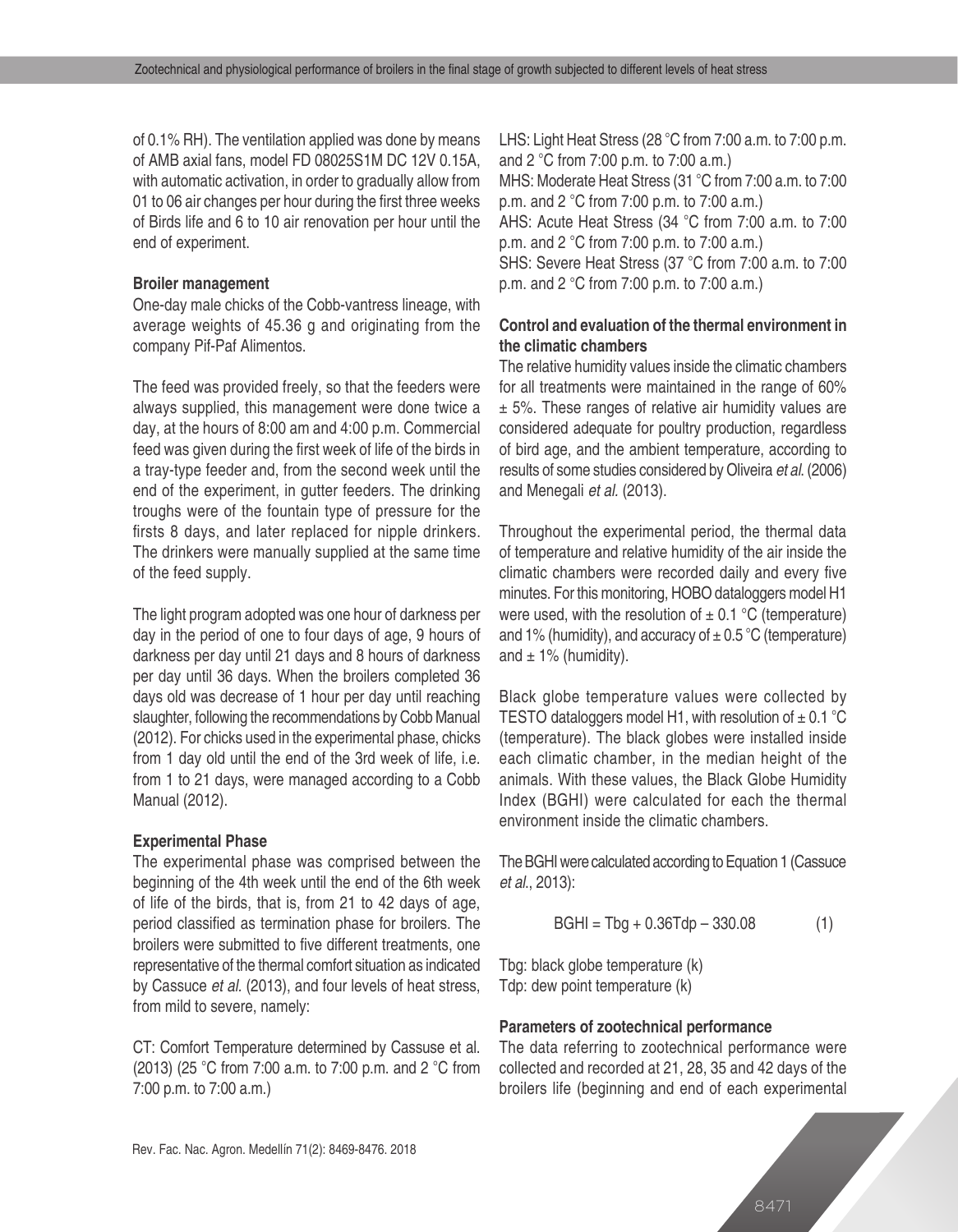of 0.1% RH). The ventilation applied was done by means of AMB axial fans, model FD 08025S1M DC 12V 0.15A, with automatic activation, in order to gradually allow from 01 to 06 air changes per hour during the first three weeks of Birds life and 6 to 10 air renovation per hour until the end of experiment.

**Broiler management**

One-day male chicks of the Cobb-vantress lineage, with average weights of 45.36 g and originating from the company Pif-Paf Alimentos.

The feed was provided freely, so that the feeders were always supplied, this management were done twice a day, at the hours of 8:00 am and 4:00 p.m. Commercial feed was given during the first week of life of the birds in a tray-type feeder and, from the second week until the end of the experiment, in gutter feeders. The drinking troughs were of the fountain type of pressure for the firsts 8 days, and later replaced for nipple drinkers. The drinkers were manually supplied at the same time of the feed supply.

The light program adopted was one hour of darkness per day in the period of one to four days of age, 9 hours of darkness per day until 21 days and 8 hours of darkness per day until 36 days. When the broilers completed 36 days old was decrease of 1 hour per day until reaching slaughter, following the recommendations by Cobb Manual (2012). For chicks used in the experimental phase, chicks from 1 day old until the end of the 3rd week of life, i.e. from 1 to 21 days, were managed according to a Cobb Manual (2012).

**Experimental Phase**

The experimental phase was comprised between the beginning of the 4th week until the end of the 6th week of life of the birds, that is, from 21 to 42 days of age, period classified as termination phase for broilers. The broilers were submitted to five different treatments, one representative of the thermal comfort situation as indicated by Cassuce *et al.* (2013), and four levels of heat stress, from mild to severe, namely:

CT: Comfort Temperature determined by Cassuse et al. (2013) (25 °C from 7:00 a.m. to 7:00 p.m. and 2 °C from 7:00 p.m. to 7:00 a.m.)

LHS: Light Heat Stress (28 °C from 7:00 a.m. to 7:00 p.m. and 2 °C from 7:00 p.m. to 7:00 a.m.)

MHS: Moderate Heat Stress (31 °C from 7:00 a.m. to 7:00 p.m. and 2 °C from 7:00 p.m. to 7:00 a.m.)

AHS: Acute Heat Stress (34 °C from 7:00 a.m. to 7:00 p.m. and 2 °C from 7:00 p.m. to 7:00 a.m.)

SHS: Severe Heat Stress (37 °C from 7:00 a.m. to 7:00 p.m. and 2 °C from 7:00 p.m. to 7:00 a.m.)

**Control and evaluation of the thermal environment in the climatic chambers**

The relative humidity values inside the climatic chambers for all treatments were maintained in the range of 60% ± 5%. These ranges of relative air humidity values are considered adequate for poultry production, regardless of bird age, and the ambient temperature, according to results of some studies considered by Oliveira *et al.* (2006) and Menegali *et al.* (2013).

Throughout the experimental period, the thermal data of temperature and relative humidity of the air inside the climatic chambers were recorded daily and every five minutes. For this monitoring, HOBO dataloggers model H1 were used, with the resolution of ± 0.1 °C (temperature) and 1% (humidity), and accuracy of ± 0.5 °C (temperature) and ± 1% (humidity).

Black globe temperature values were collected by TESTO dataloggers model H1, with resolution of ± 0.1 °C (temperature). The black globes were installed inside each climatic chamber, in the median height of the animals. With these values, the Black Globe Humidity Index (BGHI) were calculated for each the thermal environment inside the climatic chambers.

The BGHI were calculated according to Equation 1 (Cassuce *et al.*, 2013):

$$BGHI = Tbg + 0.36Tdp - 330.08 \qquad (1)$$

Tbg: black globe temperature (k)
Tdp: dew point temperature (k)

**Parameters of zootechnical performance**

The data referring to zootechnical performance were collected and recorded at 21, 28, 35 and 42 days of the broilers life (beginning and end of each experimental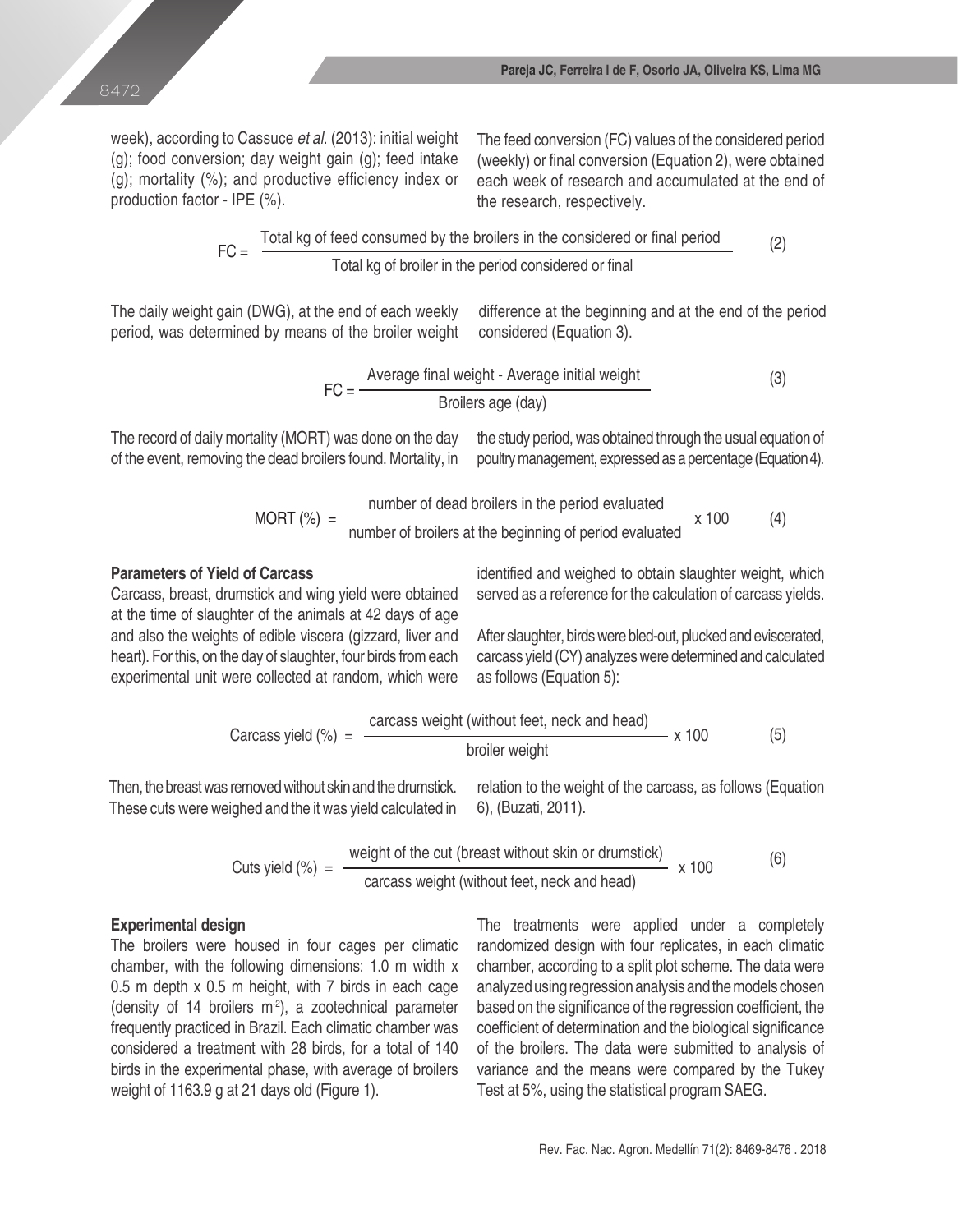week), according to Cassuce *et al.* (2013): initial weight (g); food conversion; day weight gain (g); feed intake (g); mortality (%); and productive efficiency index or production factor - IPE (%).

The feed conversion (FC) values of the considered period (weekly) or final conversion (Equation 2), were obtained each week of research and accumulated at the end of the research, respectively.

$$FC = \frac{\text{Total kg of feed consumed by the broilers in the considered or final period}}{\text{Total kg of broiler in the period considered or final}} \quad (2)$$

The daily weight gain (DWG), at the end of each weekly period, was determined by means of the broiler weight difference at the beginning and at the end of the period considered (Equation 3).

$$FC = \frac{\text{Average final weight - Average initial weight}}{\text{Broilers age (day)}} \quad (3)$$

The record of daily mortality (MORT) was done on the day of the event, removing the dead broilers found. Mortality, in the study period, was obtained through the usual equation of poultry management, expressed as a percentage (Equation 4).

$$MORT\ (\%) = \frac{\text{number of dead broilers in the period evaluated}}{\text{number of broilers at the beginning of period evaluated}} \times 100 \quad (4)$$

**Parameters of Yield of Carcass**

Carcass, breast, drumstick and wing yield were obtained at the time of slaughter of the animals at 42 days of age and also the weights of edible viscera (gizzard, liver and heart). For this, on the day of slaughter, four birds from each experimental unit were collected at random, which were identified and weighed to obtain slaughter weight, which served as a reference for the calculation of carcass yields.

After slaughter, birds were bled-out, plucked and eviscerated, carcass yield (CY) analyzes were determined and calculated as follows (Equation 5):

$$\text{Carcass yield (\%)} = \frac{\text{carcass weight (without feet, neck and head)}}{\text{broiler weight}} \times 100 \quad (5)$$

Then, the breast was removed without skin and the drumstick. These cuts were weighed and the it was yield calculated in relation to the weight of the carcass, as follows (Equation 6), (Buzati, 2011).

$$\text{Cuts yield (\%)} = \frac{\text{weight of the cut (breast without skin or drumstick)}}{\text{carcass weight (without feet, neck and head)}} \times 100 \quad (6)$$

**Experimental design**

The broilers were housed in four cages per climatic chamber, with the following dimensions: 1.0 m width x 0.5 m depth x 0.5 m height, with 7 birds in each cage (density of 14 broilers $m^{-2}$), a zootechnical parameter frequently practiced in Brazil. Each climatic chamber was considered a treatment with 28 birds, for a total of 140 birds in the experimental phase, with average of broilers weight of 1163.9 g at 21 days old (Figure 1).

The treatments were applied under a completely randomized design with four replicates, in each climatic chamber, according to a split plot scheme. The data were analyzed using regression analysis and the models chosen based on the significance of the regression coefficient, the coefficient of determination and the biological significance of the broilers. The data were submitted to analysis of variance and the means were compared by the Tukey Test at 5%, using the statistical program SAEG.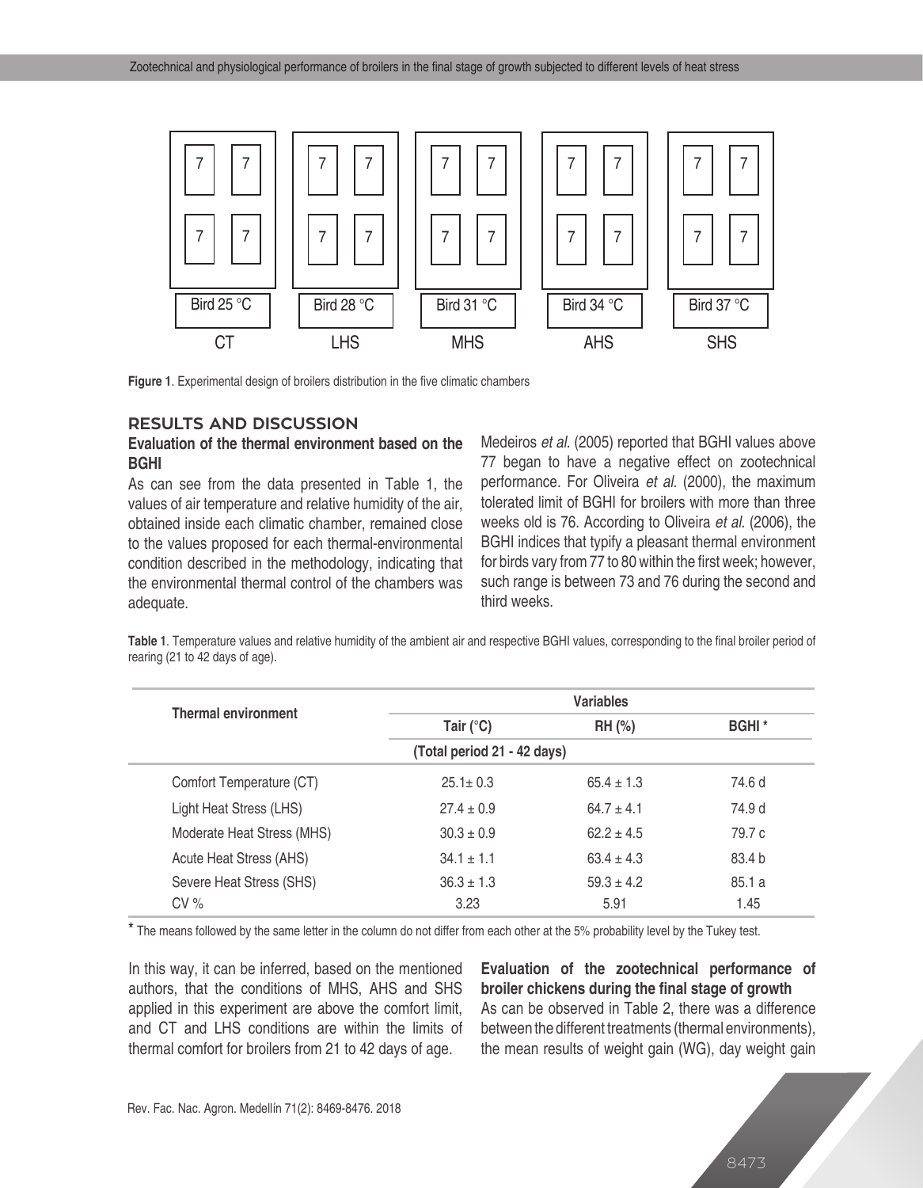**Figure 1**. Experimental design of broilers distribution in the five climatic chambers

## RESULTS AND DISCUSSION

### Evaluation of the thermal environment based on the BGHI

As can see from the data presented in Table 1, the values of air temperature and relative humidity of the air, obtained inside each climatic chamber, remained close to the values proposed for each thermal-environmental condition described in the methodology, indicating that the environmental thermal control of the chambers was adequate.

Medeiros *et al.* (2005) reported that BGHI values above 77 began to have a negative effect on zootechnical performance. For Oliveira *et al.* (2000), the maximum tolerated limit of BGHI for broilers with more than three weeks old is 76. According to Oliveira *et al.* (2006), the BGHI indices that typify a pleasant thermal environment for birds vary from 77 to 80 within the first week; however, such range is between 73 and 76 during the second and third weeks.

**Table 1**. Temperature values and relative humidity of the ambient air and respective BGHI values, corresponding to the final broiler period of rearing (21 to 42 days of age).

| Thermal environment | Variables | | |
|---|---|---|---|
| | Tair (°C) | RH (%) | BGHI * |
| | (Total period 21 - 42 days) | | |
| Comfort Temperature (CT) | 25.1± 0.3 | 65.4 ± 1.3 | 74.6 d |
| Light Heat Stress (LHS) | 27.4 ± 0.9 | 64.7 ± 4.1 | 74.9 d |
| Moderate Heat Stress (MHS) | 30.3 ± 0.9 | 62.2 ± 4.5 | 79.7 c |
| Acute Heat Stress (AHS) | 34.1 ± 1.1 | 63.4 ± 4.3 | 83.4 b |
| Severe Heat Stress (SHS) | 36.3 ± 1.3 | 59.3 ± 4.2 | 85.1 a |
| CV % | 3.23 | 5.91 | 1.45 |

* The means followed by the same letter in the column do not differ from each other at the 5% probability level by the Tukey test.

In this way, it can be inferred, based on the mentioned authors, that the conditions of MHS, AHS and SHS applied in this experiment are above the comfort limit, and CT and LHS conditions are within the limits of thermal comfort for broilers from 21 to 42 days of age.

### Evaluation of the zootechnical performance of broiler chickens during the final stage of growth

As can be observed in Table 2, there was a difference between the different treatments (thermal environments), the mean results of weight gain (WG), day weight gain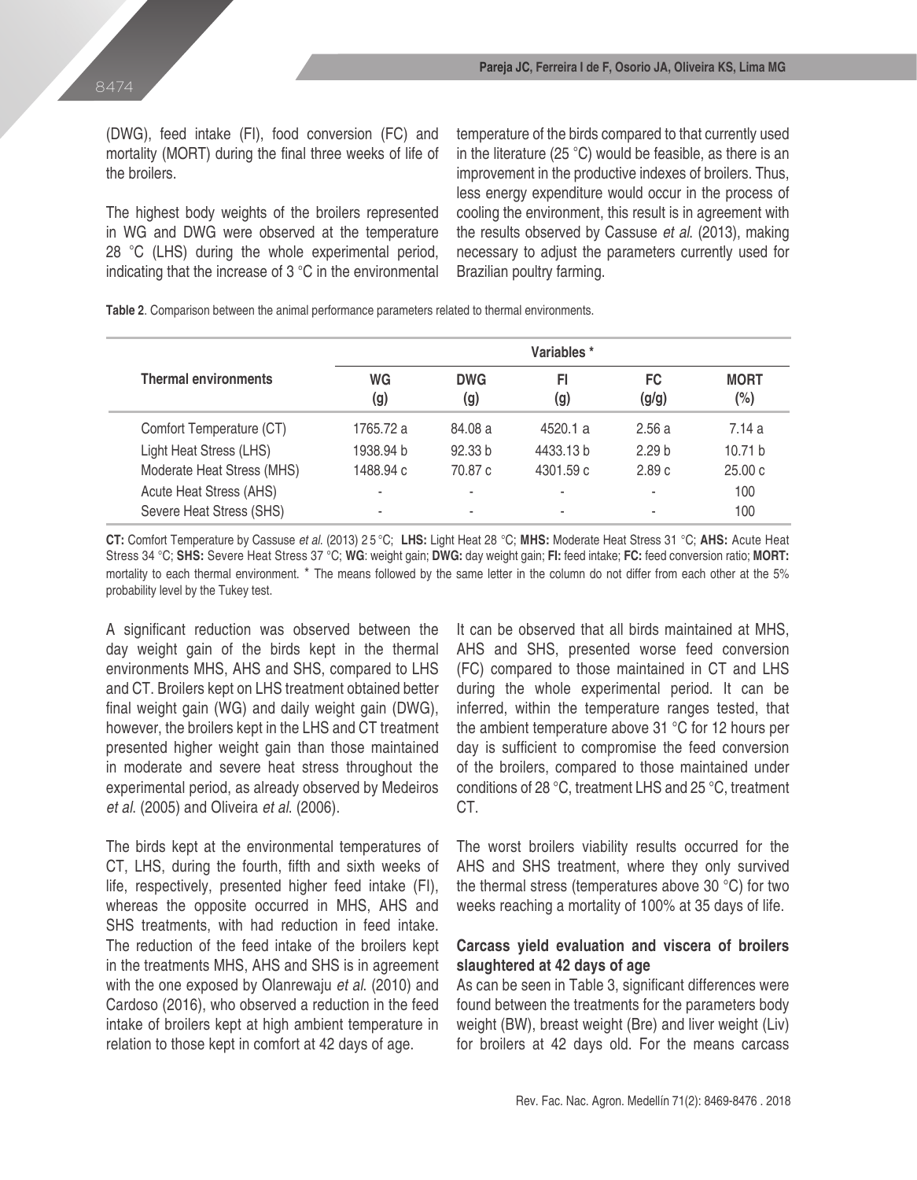(DWG), feed intake (FI), food conversion (FC) and mortality (MORT) during the final three weeks of life of the broilers.

The highest body weights of the broilers represented in WG and DWG were observed at the temperature 28 °C (LHS) during the whole experimental period, indicating that the increase of 3 °C in the environmental temperature of the birds compared to that currently used in the literature (25 °C) would be feasible, as there is an improvement in the productive indexes of broilers. Thus, less energy expenditure would occur in the process of cooling the environment, this result is in agreement with the results observed by Cassuse *et al.* (2013), making necessary to adjust the parameters currently used for Brazilian poultry farming.

**Table 2**. Comparison between the animal performance parameters related to thermal environments.

| Thermal environments | Variables * | | | | |
|---|---|---|---|---|---|
| | WG (g) | DWG (g) | FI (g) | FC (g/g) | MORT (%) |
| Comfort Temperature (CT) | 1765.72 a | 84.08 a | 4520.1 a | 2.56 a | 7.14 a |
| Light Heat Stress (LHS) | 1938.94 b | 92.33 b | 4433.13 b | 2.29 b | 10.71 b |
| Moderate Heat Stress (MHS) | 1488.94 c | 70.87 c | 4301.59 c | 2.89 c | 25.00 c |
| Acute Heat Stress (AHS) | - | - | - | - | 100 |
| Severe Heat Stress (SHS) | - | - | - | - | 100 |

**CT:** Comfort Temperature by Cassuse *et al.* (2013) 25 °C; **LHS:** Light Heat 28 °C; **MHS:** Moderate Heat Stress 31 °C; **AHS:** Acute Heat Stress 34 °C; **SHS:** Severe Heat Stress 37 °C; **WG**: weight gain; **DWG:** day weight gain; **FI:** feed intake; **FC:** feed conversion ratio; **MORT:** mortality to each thermal environment. * The means followed by the same letter in the column do not differ from each other at the 5% probability level by the Tukey test.

A significant reduction was observed between the day weight gain of the birds kept in the thermal environments MHS, AHS and SHS, compared to LHS and CT. Broilers kept on LHS treatment obtained better final weight gain (WG) and daily weight gain (DWG), however, the broilers kept in the LHS and CT treatment presented higher weight gain than those maintained in moderate and severe heat stress throughout the experimental period, as already observed by Medeiros *et al*. (2005) and Oliveira *et al*. (2006).

The birds kept at the environmental temperatures of CT, LHS, during the fourth, fifth and sixth weeks of life, respectively, presented higher feed intake (FI), whereas the opposite occurred in MHS, AHS and SHS treatments, with had reduction in feed intake. The reduction of the feed intake of the broilers kept in the treatments MHS, AHS and SHS is in agreement with the one exposed by Olanrewaju *et al.* (2010) and Cardoso (2016), who observed a reduction in the feed intake of broilers kept at high ambient temperature in relation to those kept in comfort at 42 days of age.

It can be observed that all birds maintained at MHS, AHS and SHS, presented worse feed conversion (FC) compared to those maintained in CT and LHS during the whole experimental period. It can be inferred, within the temperature ranges tested, that the ambient temperature above 31 °C for 12 hours per day is sufficient to compromise the feed conversion of the broilers, compared to those maintained under conditions of 28 °C, treatment LHS and 25 °C, treatment CT.

The worst broilers viability results occurred for the AHS and SHS treatment, where they only survived the thermal stress (temperatures above 30 °C) for two weeks reaching a mortality of 100% at 35 days of life.

### Carcass yield evaluation and viscera of broilers slaughtered at 42 days of age

As can be seen in Table 3, significant differences were found between the treatments for the parameters body weight (BW), breast weight (Bre) and liver weight (Liv) for broilers at 42 days old. For the means carcass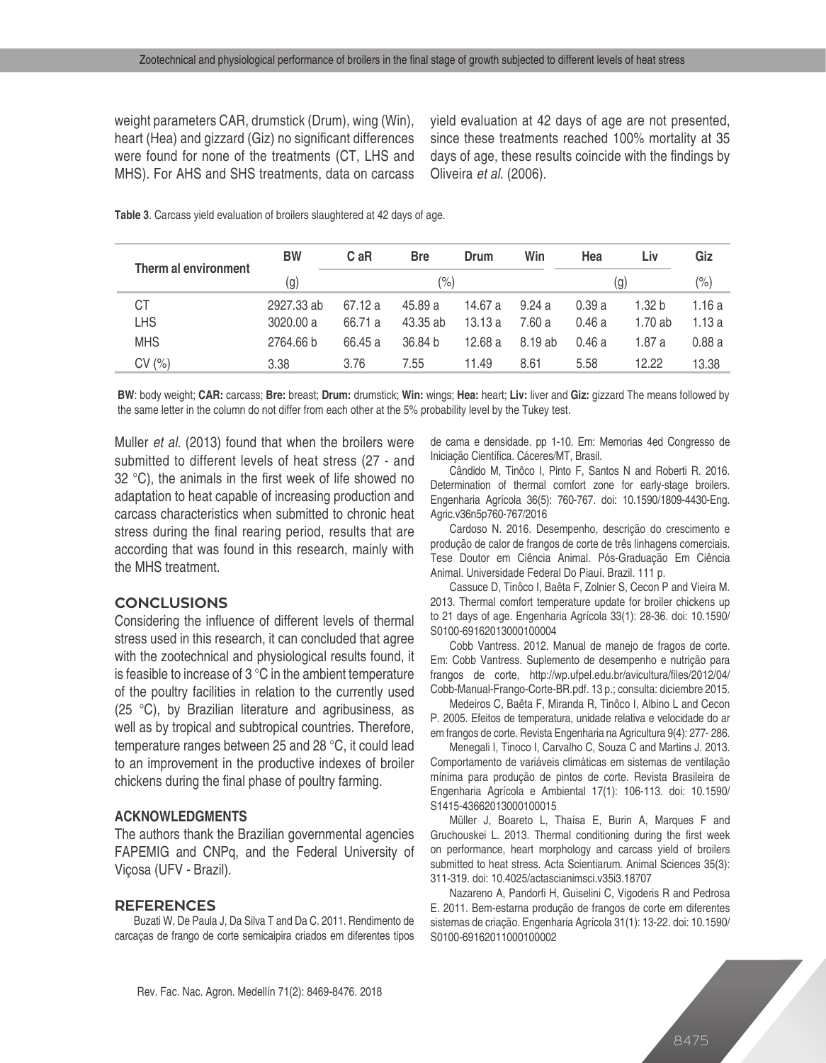weight parameters CAR, drumstick (Drum), wing (Win), heart (Hea) and gizzard (Giz) no significant differences were found for none of the treatments (CT, LHS and MHS). For AHS and SHS treatments, data on carcass yield evaluation at 42 days of age are not presented, since these treatments reached 100% mortality at 35 days of age, these results coincide with the findings by Oliveira *et al.* (2006).

**Table 3**. Carcass yield evaluation of broilers slaughtered at 42 days of age.

| Therm al environment | BW | C aR | Bre | Drum | Win | Hea | Liv | Giz |
|---|---|---|---|---|---|---|---|---|
| | (g) | (%) | | | | (g) | | (%) |
| CT | 2927.33 ab | 67.12 a | 45.89 a | 14.67 a | 9.24 a | 0.39 a | 1.32 b | 1.16 a |
| LHS | 3020.00 a | 66.71 a | 43.35 ab | 13.13 a | 7.60 a | 0.46 a | 1.70 ab | 1.13 a |
| MHS | 2764.66 b | 66.45 a | 36.84 b | 12.68 a | 8.19 ab | 0.46 a | 1.87 a | 0.88 a |
| CV (%) | 3.38 | 3.76 | 7.55 | 11.49 | 8.61 | 5.58 | 12.22 | 13.38 |

**BW**: body weight; **CAR:** carcass; **Bre:** breast; **Drum:** drumstick; **Win:** wings; **Hea:** heart; **Liv:** liver and **Giz:** gizzard The means followed by the same letter in the column do not differ from each other at the 5% probability level by the Tukey test.

Muller *et al.* (2013) found that when the broilers were submitted to different levels of heat stress (27 - and 32 °C), the animals in the first week of life showed no adaptation to heat capable of increasing production and carcass characteristics when submitted to chronic heat stress during the final rearing period, results that are according that was found in this research, mainly with the MHS treatment.

## CONCLUSIONS

Considering the influence of different levels of thermal stress used in this research, it can concluded that agree with the zootechnical and physiological results found, it is feasible to increase of 3 °C in the ambient temperature of the poultry facilities in relation to the currently used (25 °C), by Brazilian literature and agribusiness, as well as by tropical and subtropical countries. Therefore, temperature ranges between 25 and 28 °C, it could lead to an improvement in the productive indexes of broiler chickens during the final phase of poultry farming.

## ACKNOWLEDGMENTS

The authors thank the Brazilian governmental agencies FAPEMIG and CNPq, and the Federal University of Viçosa (UFV - Brazil).

## REFERENCES

Buzati W, De Paula J, Da Silva T and Da C. 2011. Rendimento de carcaças de frango de corte semicaipira criados em diferentes tipos de cama e densidade. pp 1-10. Em: Memorias 4ed Congresso de Iniciação Científica. Cáceres/MT, Brasil.

Cândido M, Tinôco I, Pinto F, Santos N and Roberti R. 2016. Determination of thermal comfort zone for early-stage broilers. Engenharia Agrícola 36(5): 760-767. doi: 10.1590/1809-4430-Eng. Agric.v36n5p760-767/2016

Cardoso N. 2016. Desempenho, descrição do crescimento e produção de calor de frangos de corte de três linhagens comerciais. Tese Doutor em Ciência Animal. Pós-Graduação Em Ciência Animal. Universidade Federal Do Piauí. Brazil. 111 p.

Cassuce D, Tinôco I, Baêta F, Zolnier S, Cecon P and Vieira M. 2013. Thermal comfort temperature update for broiler chickens up to 21 days of age. Engenharia Agrícola 33(1): 28-36. doi: 10.1590/S0100-69162013000100004

Cobb Vantress. 2012. Manual de manejo de fragos de corte. Em: Cobb Vantress. Suplemento de desempenho e nutrição para frangos de corte, http://wp.ufpel.edu.br/avicultura/files/2012/04/Cobb-Manual-Frango-Corte-BR.pdf. 13 p.; consulta: diciembre 2015.

Medeiros C, Baêta F, Miranda R, Tinôco I, Albino L and Cecon P. 2005. Efeitos de temperatura, unidade relativa e velocidade do ar em frangos de corte. Revista Engenharia na Agricultura 9(4): 277- 286.

Menegali I, Tinoco I, Carvalho C, Souza C and Martins J. 2013. Comportamento de variáveis climáticas em sistemas de ventilação mínima para produção de pintos de corte. Revista Brasileira de Engenharia Agrícola e Ambiental 17(1): 106-113. doi: 10.1590/S1415-43662013000100015

Müller J, Boareto L, Thaísa E, Burin A, Marques F and Gruchouskei L. 2013. Thermal conditioning during the first week on performance, heart morphology and carcass yield of broilers submitted to heat stress. Acta Scientiarum. Animal Sciences 35(3): 311-319. doi: 10.4025/actascianimsci.v35i3.18707

Nazareno A, Pandorfi H, Guiselini C, Vigoderis R and Pedrosa E. 2011. Bem-estarna produção de frangos de corte em diferentes sistemas de criação. Engenharia Agrícola 31(1): 13-22. doi: 10.1590/S0100-69162011000100002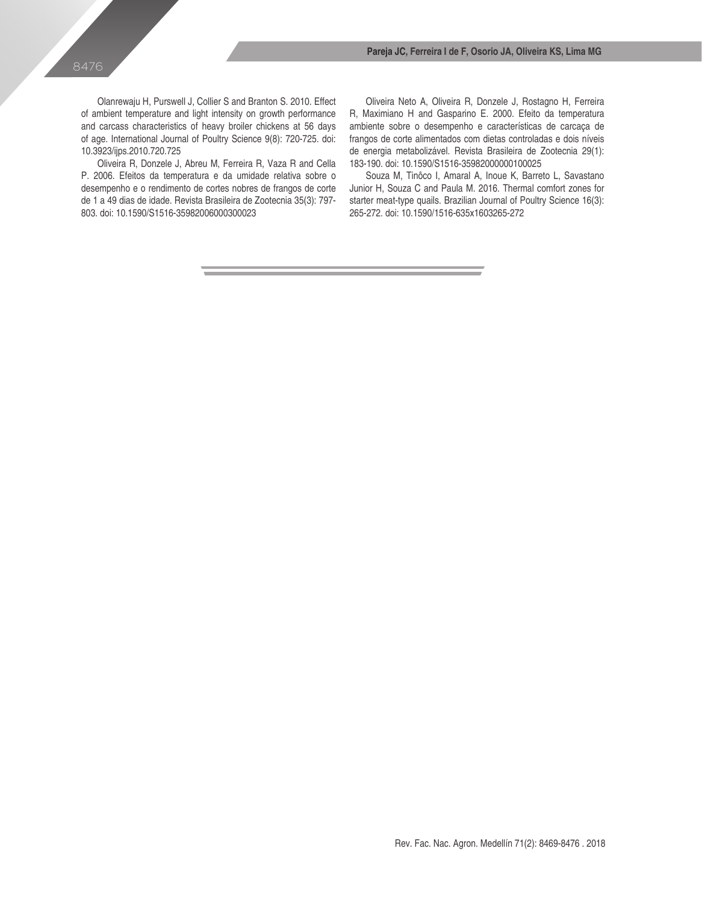Olanrewaju H, Purswell J, Collier S and Branton S. 2010. Effect of ambient temperature and light intensity on growth performance and carcass characteristics of heavy broiler chickens at 56 days of age. International Journal of Poultry Science 9(8): 720-725. doi: 10.3923/ijps.2010.720.725

Oliveira R, Donzele J, Abreu M, Ferreira R, Vaza R and Cella P. 2006. Efeitos da temperatura e da umidade relativa sobre o desempenho e o rendimento de cortes nobres de frangos de corte de 1 a 49 dias de idade. Revista Brasileira de Zootecnia 35(3): 797-803. doi: 10.1590/S1516-35982006000300023

Oliveira Neto A, Oliveira R, Donzele J, Rostagno H, Ferreira R, Maximiano H and Gasparino E. 2000. Efeito da temperatura ambiente sobre o desempenho e características de carcaça de frangos de corte alimentados com dietas controladas e dois níveis de energia metabolizável. Revista Brasileira de Zootecnia 29(1): 183-190. doi: 10.1590/S1516-35982000000100025

Souza M, Tinôco I, Amaral A, Inoue K, Barreto L, Savastano Junior H, Souza C and Paula M. 2016. Thermal comfort zones for starter meat-type quails. Brazilian Journal of Poultry Science 16(3): 265-272. doi: 10.1590/1516-635x1603265-272